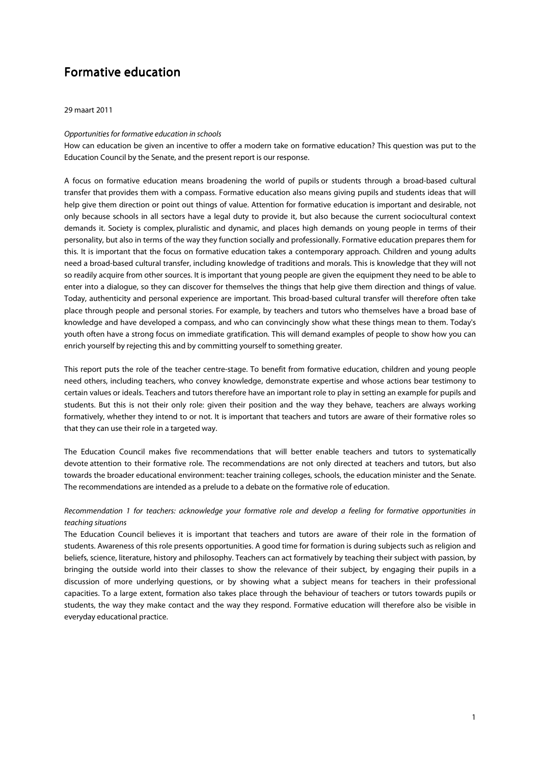# Formative education

29 maart 2011

*Opportunities for formative education in schools*

How can education be given an incentive to offer a modern take on formative education? This question was put to the Education Council by the Senate, and the present report is our response.

A focus on formative education means broadening the world of pupils or students through a broad-based cultural transfer that provides them with a compass. Formative education also means giving pupils and students ideas that will help give them direction or point out things of value. Attention for formative education is important and desirable, not only because schools in all sectors have a legal duty to provide it, but also because the current sociocultural context demands it. Society is complex, pluralistic and dynamic, and places high demands on young people in terms of their personality, but also in terms of the way they function socially and professionally. Formative education prepares them for this. It is important that the focus on formative education takes a contemporary approach. Children and young adults need a broad-based cultural transfer, including knowledge of traditions and morals. This is knowledge that they will not so readily acquire from other sources. It is important that young people are given the equipment they need to be able to enter into a dialogue, so they can discover for themselves the things that help give them direction and things of value. Today, authenticity and personal experience are important. This broad-based cultural transfer will therefore often take place through people and personal stories. For example, by teachers and tutors who themselves have a broad base of knowledge and have developed a compass, and who can convincingly show what these things mean to them. Today's youth often have a strong focus on immediate gratification. This will demand examples of people to show how you can enrich yourself by rejecting this and by committing yourself to something greater.

This report puts the role of the teacher centre-stage. To benefit from formative education, children and young people need others, including teachers, who convey knowledge, demonstrate expertise and whose actions bear testimony to certain values or ideals. Teachers and tutors therefore have an important role to play in setting an example for pupils and students. But this is not their only role: given their position and the way they behave, teachers are always working formatively, whether they intend to or not. It is important that teachers and tutors are aware of their formative roles so that they can use their role in a targeted way.

The Education Council makes five recommendations that will better enable teachers and tutors to systematically devote attention to their formative role. The recommendations are not only directed at teachers and tutors, but also towards the broader educational environment: teacher training colleges, schools, the education minister and the Senate. The recommendations are intended as a prelude to a debate on the formative role of education.

*Recommendation 1 for teachers: acknowledge your formative role and develop a feeling for formative opportunities in teaching situations*

The Education Council believes it is important that teachers and tutors are aware of their role in the formation of students. Awareness of this role presents opportunities. A good time for formation is during subjects such as religion and beliefs, science, literature, history and philosophy. Teachers can act formatively by teaching their subject with passion, by bringing the outside world into their classes to show the relevance of their subject, by engaging their pupils in a discussion of more underlying questions, or by showing what a subject means for teachers in their professional capacities. To a large extent, formation also takes place through the behaviour of teachers or tutors towards pupils or students, the way they make contact and the way they respond. Formative education will therefore also be visible in everyday educational practice.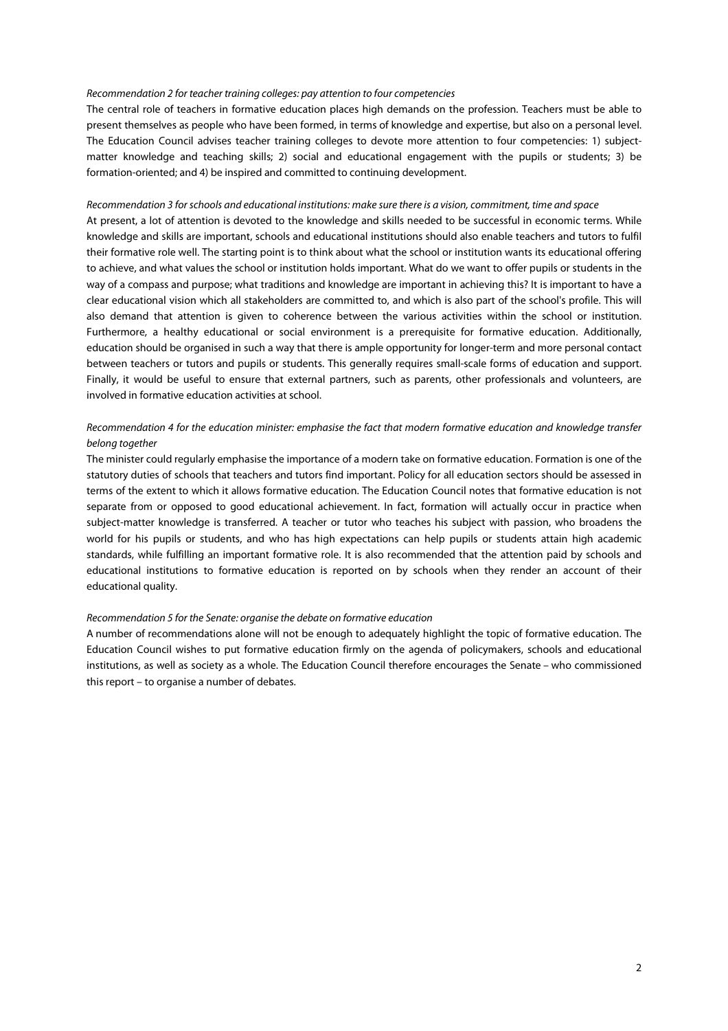*Recommendation 2 for teacher training colleges: pay attention to four competencies*

The central role of teachers in formative education places high demands on the profession. Teachers must be able to present themselves as people who have been formed, in terms of knowledge and expertise, but also on a personal level. The Education Council advises teacher training colleges to devote more attention to four competencies: 1) subject-matter knowledge and teaching skills; 2) social and educational engagement with the pupils or students; 3) be formation-oriented; and 4) be inspired and committed to continuing development.

*Recommendation 3 for schools and educational institutions: make sure there is a vision, commitment, time and space*

At present, a lot of attention is devoted to the knowledge and skills needed to be successful in economic terms. While knowledge and skills are important, schools and educational institutions should also enable teachers and tutors to fulfil their formative role well. The starting point is to think about what the school or institution wants its educational offering to achieve, and what values the school or institution holds important. What do we want to offer pupils or students in the way of a compass and purpose; what traditions and knowledge are important in achieving this? It is important to have a clear educational vision which all stakeholders are committed to, and which is also part of the school's profile. This will also demand that attention is given to coherence between the various activities within the school or institution. Furthermore, a healthy educational or social environment is a prerequisite for formative education. Additionally, education should be organised in such a way that there is ample opportunity for longer-term and more personal contact between teachers or tutors and pupils or students. This generally requires small-scale forms of education and support. Finally, it would be useful to ensure that external partners, such as parents, other professionals and volunteers, are involved in formative education activities at school.

*Recommendation 4 for the education minister: emphasise the fact that modern formative education and knowledge transfer belong together*

The minister could regularly emphasise the importance of a modern take on formative education. Formation is one of the statutory duties of schools that teachers and tutors find important. Policy for all education sectors should be assessed in terms of the extent to which it allows formative education. The Education Council notes that formative education is not separate from or opposed to good educational achievement. In fact, formation will actually occur in practice when subject-matter knowledge is transferred. A teacher or tutor who teaches his subject with passion, who broadens the world for his pupils or students, and who has high expectations can help pupils or students attain high academic standards, while fulfilling an important formative role. It is also recommended that the attention paid by schools and educational institutions to formative education is reported on by schools when they render an account of their educational quality.

*Recommendation 5 for the Senate: organise the debate on formative education*

A number of recommendations alone will not be enough to adequately highlight the topic of formative education. The Education Council wishes to put formative education firmly on the agenda of policymakers, schools and educational institutions, as well as society as a whole. The Education Council therefore encourages the Senate – who commissioned this report – to organise a number of debates.